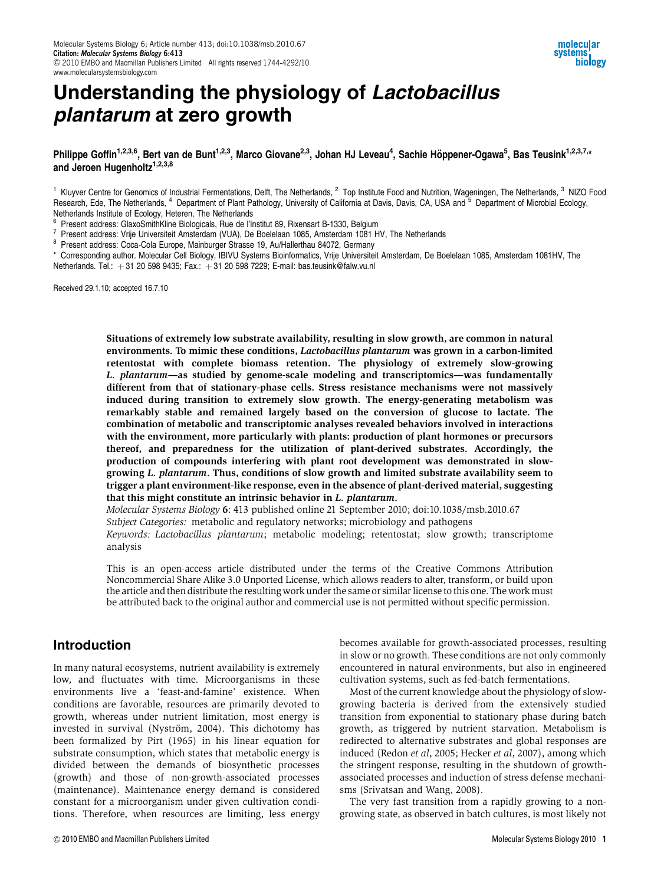# Understanding the physiology of *Lactobacillus plantarum* at zero growth

Philippe Goffin[1,2,3,6], Bert van de Bunt[1,2,3], Marco Giovane[2,3], Johan HJ Leveau[4], Sachie Höppener-Ogawa[5], Bas Teusink[1,2,3,7,*] and Jeroen Hugenholtz[1,2,3,8]

[1] Kluyver Centre for Genomics of Industrial Fermentations, Delft, The Netherlands, [2] Top Institute Food and Nutrition, Wageningen, The Netherlands, [3] NIZO Food Research, Ede, The Netherlands, [4] Department of Plant Pathology, University of California at Davis, Davis, CA, USA and [5] Department of Microbial Ecology, Netherlands Institute of Ecology, Heteren, The Netherlands

[6] Present address: GlaxoSmithKline Biologicals, Rue de l'Institut 89, Rixensart B-1330, Belgium

[7] Present address: Vrije Universiteit Amsterdam (VUA), De Boelelaan 1085, Amsterdam 1081 HV, The Netherlands

[8] Present address: Coca-Cola Europe, Mainburger Strasse 19, Au/Hallerthau 84072, Germany

\* Corresponding author. Molecular Cell Biology, IBIVU Systems Bioinformatics, Vrije Universiteit Amsterdam, De Boelelaan 1085, Amsterdam 1081HV, The Netherlands. Tel.: + 31 20 598 9435; Fax.: + 31 20 598 7229; E-mail: bas.teusink@falw.vu.nl

Received 29.1.10; accepted 16.7.10

**Situations of extremely low substrate availability, resulting in slow growth, are common in natural environments. To mimic these conditions, *Lactobacillus plantarum* was grown in a carbon-limited retentostat with complete biomass retention. The physiology of extremely slow-growing *L. plantarum*—as studied by genome-scale modeling and transcriptomics—was fundamentally different from that of stationary-phase cells. Stress resistance mechanisms were not massively induced during transition to extremely slow growth. The energy-generating metabolism was remarkably stable and remained largely based on the conversion of glucose to lactate. The combination of metabolic and transcriptomic analyses revealed behaviors involved in interactions with the environment, more particularly with plants: production of plant hormones or precursors thereof, and preparedness for the utilization of plant-derived substrates. Accordingly, the production of compounds interfering with plant root development was demonstrated in slow-growing *L. plantarum*. Thus, conditions of slow growth and limited substrate availability seem to trigger a plant environment-like response, even in the absence of plant-derived material, suggesting that this might constitute an intrinsic behavior in *L. plantarum*.**

*Molecular Systems Biology* **6**: 413 published online 21 September 2010; doi:10.1038/msb.2010.67

*Subject Categories:* metabolic and regulatory networks; microbiology and pathogens

*Keywords: Lactobacillus plantarum*; metabolic modeling; retentostat; slow growth; transcriptome analysis

This is an open-access article distributed under the terms of the Creative Commons Attribution Noncommercial Share Alike 3.0 Unported License, which allows readers to alter, transform, or build upon the article and then distribute the resulting work under the same or similar license to this one. The work must be attributed back to the original author and commercial use is not permitted without specific permission.

## Introduction

In many natural ecosystems, nutrient availability is extremely low, and fluctuates with time. Microorganisms in these environments live a 'feast-and-famine' existence. When conditions are favorable, resources are primarily devoted to growth, whereas under nutrient limitation, most energy is invested in survival (Nyström, 2004). This dichotomy has been formalized by Pirt (1965) in his linear equation for substrate consumption, which states that metabolic energy is divided between the demands of biosynthetic processes (growth) and those of non-growth-associated processes (maintenance). Maintenance energy demand is considered constant for a microorganism under given cultivation conditions. Therefore, when resources are limiting, less energy becomes available for growth-associated processes, resulting in slow or no growth. These conditions are not only commonly encountered in natural environments, but also in engineered cultivation systems, such as fed-batch fermentations.

Most of the current knowledge about the physiology of slow-growing bacteria is derived from the extensively studied transition from exponential to stationary phase during batch growth, as triggered by nutrient starvation. Metabolism is redirected to alternative substrates and global responses are induced (Redon *et al*, 2005; Hecker *et al*, 2007), among which the stringent response, resulting in the shutdown of growth-associated processes and induction of stress defense mechanisms (Srivatsan and Wang, 2008).

The very fast transition from a rapidly growing to a non-growing state, as observed in batch cultures, is most likely not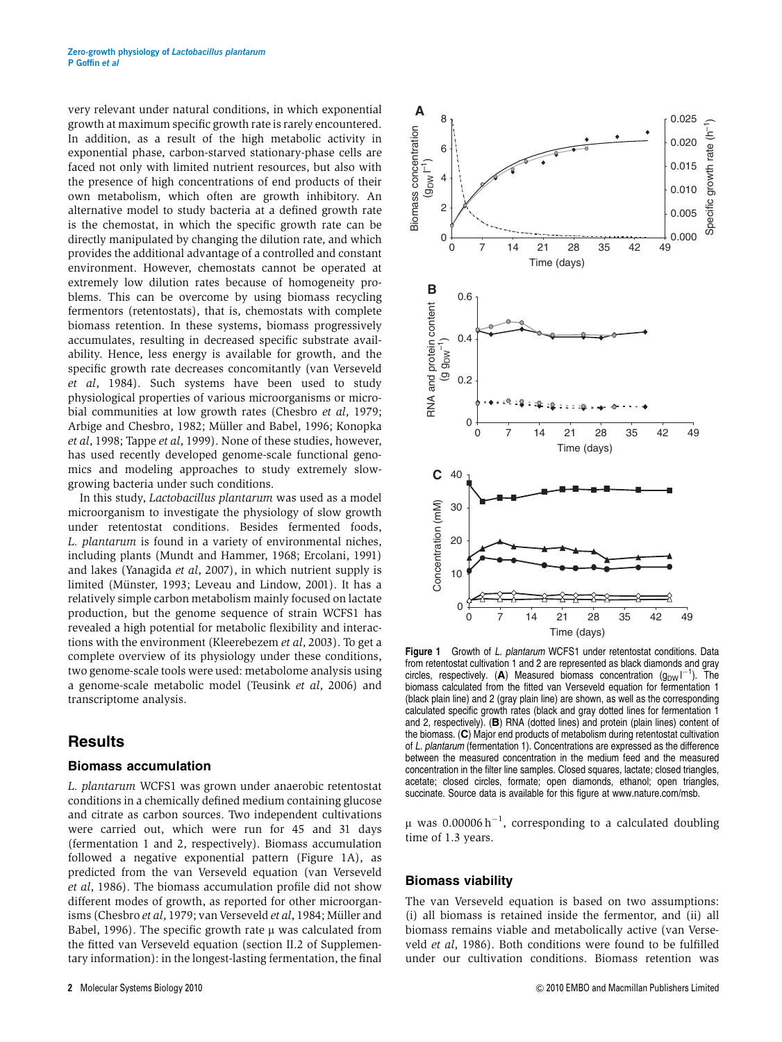very relevant under natural conditions, in which exponential growth at maximum specific growth rate is rarely encountered. In addition, as a result of the high metabolic activity in exponential phase, carbon-starved stationary-phase cells are faced not only with limited nutrient resources, but also with the presence of high concentrations of end products of their own metabolism, which often are growth inhibitory. An alternative model to study bacteria at a defined growth rate is the chemostat, in which the specific growth rate can be directly manipulated by changing the dilution rate, and which provides the additional advantage of a controlled and constant environment. However, chemostats cannot be operated at extremely low dilution rates because of homogeneity problems. This can be overcome by using biomass recycling fermentors (retentostats), that is, chemostats with complete biomass retention. In these systems, biomass progressively accumulates, resulting in decreased specific substrate availability. Hence, less energy is available for growth, and the specific growth rate decreases concomitantly (van Verseveld *et al*, 1984). Such systems have been used to study physiological properties of various microorganisms or microbial communities at low growth rates (Chesbro *et al*, 1979; Arbige and Chesbro, 1982; Müller and Babel, 1996; Konopka *et al*, 1998; Tappe *et al*, 1999). None of these studies, however, has used recently developed genome-scale functional genomics and modeling approaches to study extremely slow-growing bacteria under such conditions.

In this study, *Lactobacillus plantarum* was used as a model microorganism to investigate the physiology of slow growth under retentostat conditions. Besides fermented foods, *L. plantarum* is found in a variety of environmental niches, including plants (Mundt and Hammer, 1968; Ercolani, 1991) and lakes (Yanagida *et al*, 2007), in which nutrient supply is limited (Münster, 1993; Leveau and Lindow, 2001). It has a relatively simple carbon metabolism mainly focused on lactate production, but the genome sequence of strain WCFS1 has revealed a high potential for metabolic flexibility and interactions with the environment (Kleerebezem *et al*, 2003). To get a complete overview of its physiology under these conditions, two genome-scale tools were used: metabolome analysis using a genome-scale metabolic model (Teusink *et al*, 2006) and transcriptome analysis.

## Results

### Biomass accumulation

*L. plantarum* WCFS1 was grown under anaerobic retentostat conditions in a chemically defined medium containing glucose and citrate as carbon sources. Two independent cultivations were carried out, which were run for 45 and 31 days (fermentation 1 and 2, respectively). Biomass accumulation followed a negative exponential pattern (Figure 1A), as predicted from the van Verseveld equation (van Verseveld *et al*, 1986). The biomass accumulation profile did not show different modes of growth, as reported for other microorganisms (Chesbro *et al*, 1979; van Verseveld *et al*, 1984; Müller and Babel, 1996). The specific growth rate μ was calculated from the fitted van Verseveld equation (section II.2 of Supplementary information): in the longest-lasting fermentation, the final μ was $0.00006\,h^{-1}$, corresponding to a calculated doubling time of 1.3 years.

**Figure 1** Growth of *L. plantarum* WCFS1 under retentostat conditions. Data from retentostat cultivation 1 and 2 are represented as black diamonds and gray circles, respectively. (**A**) Measured biomass concentration ($g_{DW}\,l^{-1}$). The biomass calculated from the fitted van Verseveld equation for fermentation 1 (black plain line) and 2 (gray plain line) are shown, as well as the corresponding calculated specific growth rates (black and gray dotted lines for fermentation 1 and 2, respectively). (**B**) RNA (dotted lines) and protein (plain lines) content of the biomass. (**C**) Major end products of metabolism during retentostat cultivation of *L. plantarum* (fermentation 1). Concentrations are expressed as the difference between the measured concentration in the medium feed and the measured concentration in the filter line samples. Closed squares, lactate; closed triangles, acetate; closed circles, formate; open diamonds, ethanol; open triangles, succinate. Source data is available for this figure at www.nature.com/msb.

### Biomass viability

The van Verseveld equation is based on two assumptions: (i) all biomass is retained inside the fermentor, and (ii) all biomass remains viable and metabolically active (van Verseveld *et al*, 1986). Both conditions were found to be fulfilled under our cultivation conditions. Biomass retention was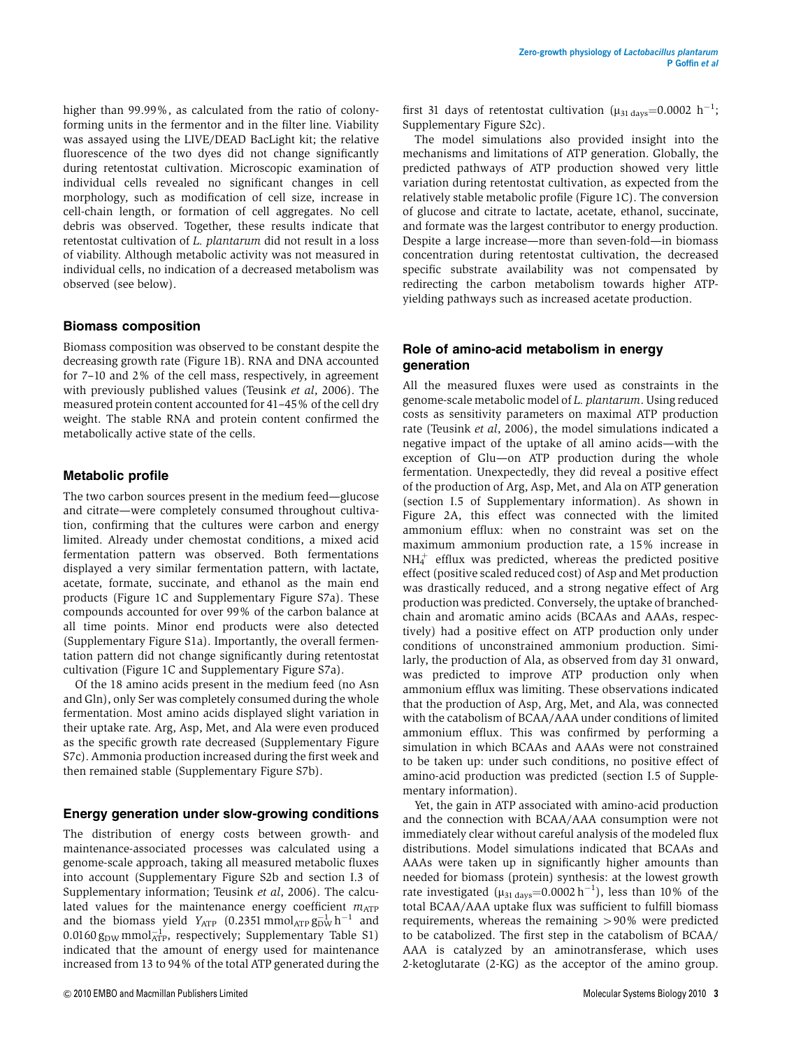higher than 99.99%, as calculated from the ratio of colony-forming units in the fermentor and in the filter line. Viability was assayed using the LIVE/DEAD BacLight kit; the relative fluorescence of the two dyes did not change significantly during retentostat cultivation. Microscopic examination of individual cells revealed no significant changes in cell morphology, such as modification of cell size, increase in cell-chain length, or formation of cell aggregates. No cell debris was observed. Together, these results indicate that retentostat cultivation of *L. plantarum* did not result in a loss of viability. Although metabolic activity was not measured in individual cells, no indication of a decreased metabolism was observed (see below).

## Biomass composition

Biomass composition was observed to be constant despite the decreasing growth rate (Figure 1B). RNA and DNA accounted for 7–10 and 2% of the cell mass, respectively, in agreement with previously published values (Teusink *et al*, 2006). The measured protein content accounted for 41–45% of the cell dry weight. The stable RNA and protein content confirmed the metabolically active state of the cells.

## Metabolic profile

The two carbon sources present in the medium feed—glucose and citrate—were completely consumed throughout cultivation, confirming that the cultures were carbon and energy limited. Already under chemostat conditions, a mixed acid fermentation pattern was observed. Both fermentations displayed a very similar fermentation pattern, with lactate, acetate, formate, succinate, and ethanol as the main end products (Figure 1C and Supplementary Figure S7a). These compounds accounted for over 99% of the carbon balance at all time points. Minor end products were also detected (Supplementary Figure S1a). Importantly, the overall fermentation pattern did not change significantly during retentostat cultivation (Figure 1C and Supplementary Figure S7a).

Of the 18 amino acids present in the medium feed (no Asn and Gln), only Ser was completely consumed during the whole fermentation. Most amino acids displayed slight variation in their uptake rate. Arg, Asp, Met, and Ala were even produced as the specific growth rate decreased (Supplementary Figure S7c). Ammonia production increased during the first week and then remained stable (Supplementary Figure S7b).

## Energy generation under slow-growing conditions

The distribution of energy costs between growth- and maintenance-associated processes was calculated using a genome-scale approach, taking all measured metabolic fluxes into account (Supplementary Figure S2b and section I.3 of Supplementary information; Teusink *et al*, 2006). The calculated values for the maintenance energy coefficient $m_{ATP}$ and the biomass yield $Y_{ATP}$ ($0.2351\ mmol_{ATP}\ g_{DW}^{-1}\ h^{-1}$ and $0.0160\ g_{DW}\ mmol_{ATP}^{-1}$, respectively; Supplementary Table S1) indicated that the amount of energy used for maintenance increased from 13 to 94% of the total ATP generated during the first 31 days of retentostat cultivation ($\mu_{31\ days}=0.0002\ h^{-1}$; Supplementary Figure S2c).

The model simulations also provided insight into the mechanisms and limitations of ATP generation. Globally, the predicted pathways of ATP production showed very little variation during retentostat cultivation, as expected from the relatively stable metabolic profile (Figure 1C). The conversion of glucose and citrate to lactate, acetate, ethanol, succinate, and formate was the largest contributor to energy production. Despite a large increase—more than seven-fold—in biomass concentration during retentostat cultivation, the decreased specific substrate availability was not compensated by redirecting the carbon metabolism towards higher ATP-yielding pathways such as increased acetate production.

## Role of amino-acid metabolism in energy generation

All the measured fluxes were used as constraints in the genome-scale metabolic model of *L. plantarum*. Using reduced costs as sensitivity parameters on maximal ATP production rate (Teusink *et al*, 2006), the model simulations indicated a negative impact of the uptake of all amino acids—with the exception of Glu—on ATP production during the whole fermentation. Unexpectedly, they did reveal a positive effect of the production of Arg, Asp, Met, and Ala on ATP generation (section I.5 of Supplementary information). As shown in Figure 2A, this effect was connected with the limited ammonium efflux: when no constraint was set on the maximum ammonium production rate, a 15% increase in $NH_4^+$ efflux was predicted, whereas the predicted positive effect (positive scaled reduced cost) of Asp and Met production was drastically reduced, and a strong negative effect of Arg production was predicted. Conversely, the uptake of branched-chain and aromatic amino acids (BCAAs and AAAs, respectively) had a positive effect on ATP production only under conditions of unconstrained ammonium production. Similarly, the production of Ala, as observed from day 31 onward, was predicted to improve ATP production only when ammonium efflux was limiting. These observations indicated that the production of Asp, Arg, Met, and Ala, was connected with the catabolism of BCAA/AAA under conditions of limited ammonium efflux. This was confirmed by performing a simulation in which BCAAs and AAAs were not constrained to be taken up: under such conditions, no positive effect of amino-acid production was predicted (section I.5 of Supplementary information).

Yet, the gain in ATP associated with amino-acid production and the connection with BCAA/AAA consumption were not immediately clear without careful analysis of the modeled flux distributions. Model simulations indicated that BCAAs and AAAs were taken up in significantly higher amounts than needed for biomass (protein) synthesis: at the lowest growth rate investigated ($\mu_{31\ days}=0.0002\ h^{-1}$), less than 10% of the total BCAA/AAA uptake flux was sufficient to fulfill biomass requirements, whereas the remaining >90% were predicted to be catabolized. The first step in the catabolism of BCAA/AAA is catalyzed by an aminotransferase, which uses 2-ketoglutarate (2-KG) as the acceptor of the amino group.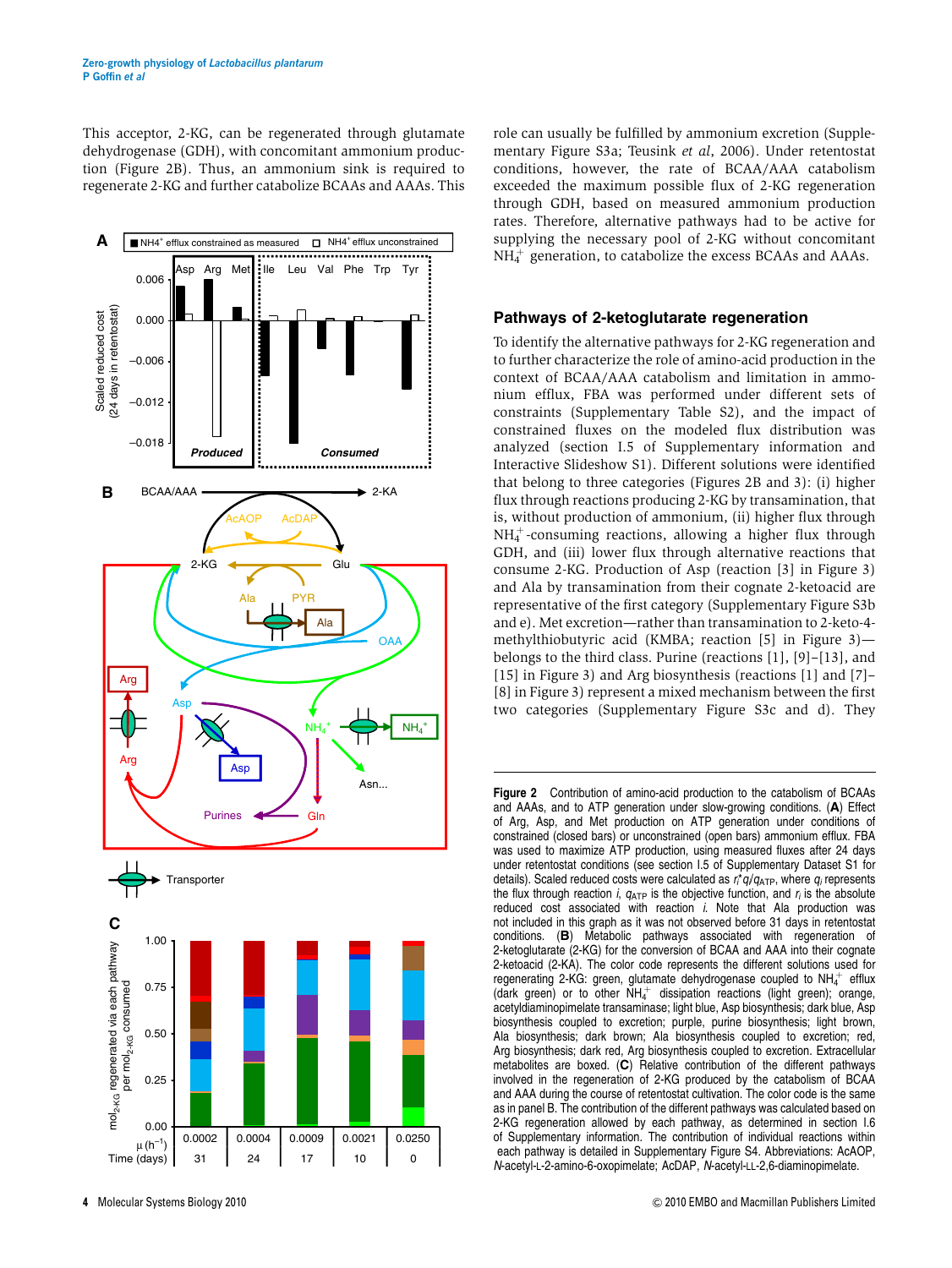This acceptor, 2-KG, can be regenerated through glutamate dehydrogenase (GDH), with concomitant ammonium production (Figure 2B). Thus, an ammonium sink is required to regenerate 2-KG and further catabolize BCAAs and AAAs. This role can usually be fulfilled by ammonium excretion (Supplementary Figure S3a; Teusink *et al*, 2006). Under retentostat conditions, however, the rate of BCAA/AAA catabolism exceeded the maximum possible flux of 2-KG regeneration through GDH, based on measured ammonium production rates. Therefore, alternative pathways had to be active for supplying the necessary pool of 2-KG without concomitant $NH_4^+$ generation, to catabolize the excess BCAAs and AAAs.

## Pathways of 2-ketoglutarate regeneration

To identify the alternative pathways for 2-KG regeneration and to further characterize the role of amino-acid production in the context of BCAA/AAA catabolism and limitation in ammonium efflux, FBA was performed under different sets of constraints (Supplementary Table S2), and the impact of constrained fluxes on the modeled flux distribution was analyzed (section I.5 of Supplementary information and Interactive Slideshow S1). Different solutions were identified that belong to three categories (Figures 2B and 3): (i) higher flux through reactions producing 2-KG by transamination, that is, without production of ammonium, (ii) higher flux through $NH_4^+$-consuming reactions, allowing a higher flux through GDH, and (iii) lower flux through alternative reactions that consume 2-KG. Production of Asp (reaction [3] in Figure 3) and Ala by transamination from their cognate 2-ketoacid are representative of the first category (Supplementary Figure S3b and e). Met excretion—rather than transamination to 2-keto-4-methylthiobutyric acid (KMBA; reaction [5] in Figure 3)—belongs to the third class. Purine (reactions [1], [9]–[13], and [15] in Figure 3) and Arg biosynthesis (reactions [1] and [7]–[8] in Figure 3) represent a mixed mechanism between the first two categories (Supplementary Figure S3c and d). They

**Figure 2** Contribution of amino-acid production to the catabolism of BCAAs and AAAs, and to ATP generation under slow-growing conditions. (**A**) Effect of Arg, Asp, and Met production on ATP generation under conditions of constrained (closed bars) or unconstrained (open bars) ammonium efflux. FBA was used to maximize ATP production, using measured fluxes after 24 days under retentostat conditions (see section I.5 of Supplementary Dataset S1 for details). Scaled reduced costs were calculated as $r_i^* q_i / q_{ATP}$, where $q_i$ represents the flux through reaction $i$, $q_{ATP}$ is the objective function, and $r_i$ is the absolute reduced cost associated with reaction $i$. Note that Ala production was not included in this graph as it was not observed before 31 days in retentostat conditions. (**B**) Metabolic pathways associated with regeneration of 2-ketoglutarate (2-KG) for the conversion of BCAA and AAA into their cognate 2-ketoacid (2-KA). The color code represents the different solutions used for regenerating 2-KG: green, glutamate dehydrogenase coupled to $NH_4^+$ efflux (dark green) or to other $NH_4^+$ dissipation reactions (light green); orange, acetyldiaminopimelate transaminase; light blue, Asp biosynthesis; dark blue, Asp biosynthesis coupled to excretion; purple, purine biosynthesis; light brown, Ala biosynthesis; dark brown; Ala biosynthesis coupled to excretion; red, Arg biosynthesis; dark red, Arg biosynthesis coupled to excretion. Extracellular metabolites are boxed. (**C**) Relative contribution of the different pathways involved in the regeneration of 2-KG produced by the catabolism of BCAA and AAA during the course of retentostat cultivation. The color code is the same as in panel B. The contribution of the different pathways was calculated based on 2-KG regeneration allowed by each pathway, as determined in section I.6 of Supplementary information. The contribution of individual reactions within each pathway is detailed in Supplementary Figure S4. Abbreviations: AcAOP, *N*-acetyl-L-2-amino-6-oxopimelate; AcDAP, *N*-acetyl-LL-2,6-diaminopimelate.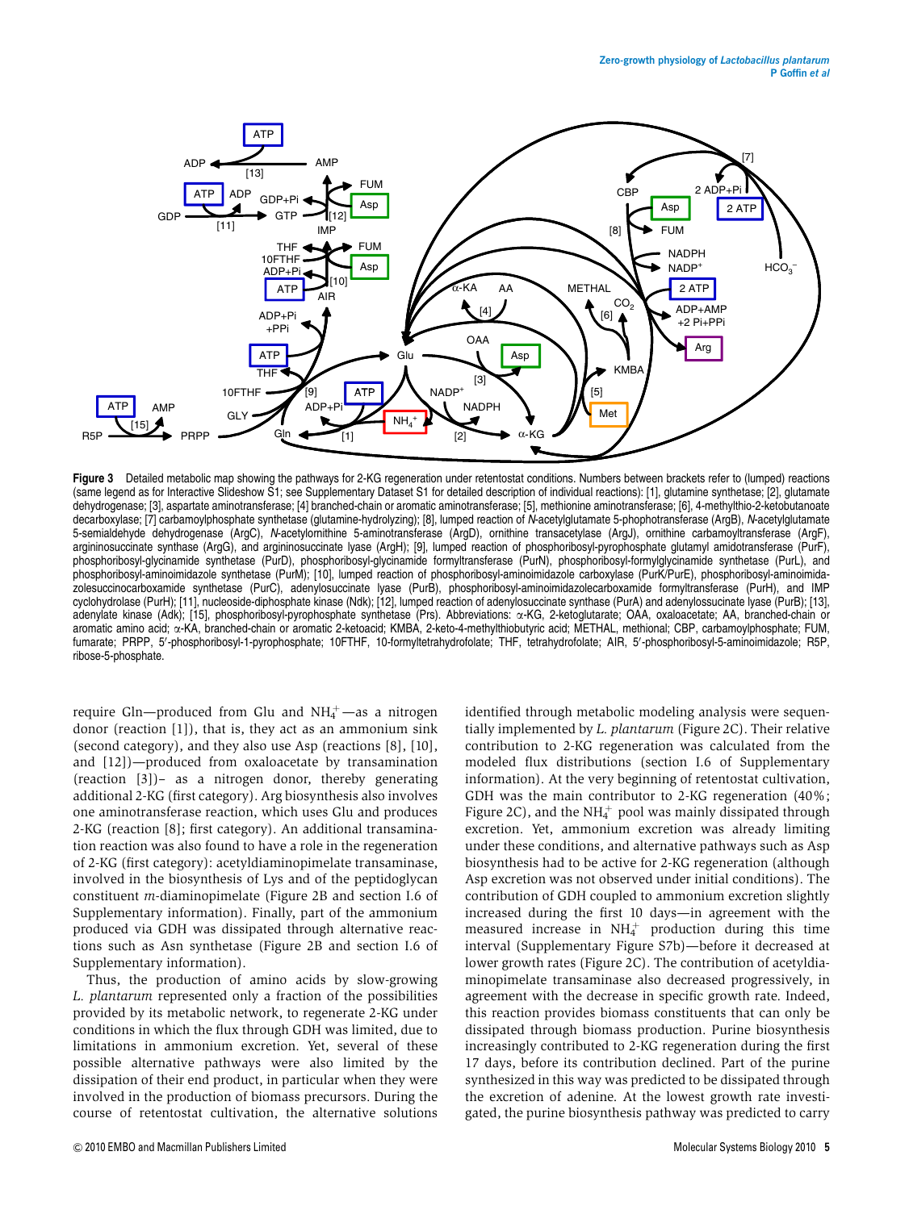**Figure 3** Detailed metabolic map showing the pathways for 2-KG regeneration under retentostat conditions. Numbers between brackets refer to (lumped) reactions (same legend as for Interactive Slideshow S1; see Supplementary Dataset S1 for detailed description of individual reactions): [1], glutamine synthetase; [2], glutamate dehydrogenase; [3], aspartate aminotransferase; [4] branched-chain or aromatic aminotransferase; [5], methionine aminotransferase; [6], 4-methylthio-2-ketobutanoate decarboxylase; [7] carbamoylphosphate synthetase (glutamine-hydrolyzing); [8], lumped reaction of *N*-acetylglutamate 5-phophotransferase (ArgB), *N*-acetylglutamate 5-semialdehyde dehydrogenase (ArgC), *N*-acetylornithine 5-aminotransferase (ArgD), ornithine transacetylase (ArgJ), ornithine carbamoyltransferase (ArgF), argininosuccinate synthase (ArgG), and argininosuccinate lyase (ArgH); [9], lumped reaction of phosphoribosyl-pyrophosphate glutamyl amidotransferase (PurF), phosphoribosyl-glycinamide synthetase (PurD), phosphoribosyl-glycinamide formyltransferase (PurN), phosphoribosyl-formylglycinamide synthetase (PurL), and phosphoribosyl-aminoimidazole synthetase (PurM); [10], lumped reaction of phosphoribosyl-aminoimidazole carboxylase (PurK/PurE), phosphoribosyl-aminoimidazolesuccinocarboxamide synthetase (PurC), adenylosuccinate lyase (PurB), phosphoribosyl-aminoimidazolecarboxamide formyltransferase (PurH), and IMP cyclohydrolase (PurH); [11], nucleoside-diphosphate kinase (Ndk); [12], lumped reaction of adenylosuccinate synthase (PurA) and adenylossuccinate lyase (PurB); [13], adenylate kinase (Adk); [15], phosphoribosyl-pyrophosphate synthetase (Prs). Abbreviations: α-KG, 2-ketoglutarate; OAA, oxaloacetate; AA, branched-chain or aromatic amino acid; α-KA, branched-chain or aromatic 2-ketoacid; KMBA, 2-keto-4-methylthiobutyric acid; METHAL, methional; CBP, carbamoylphosphate; FUM, fumarate; PRPP, 5′-phosphoribosyl-1-pyrophosphate; 10FTHF, 10-formyltetrahydrofolate; THF, tetrahydrofolate; AIR, 5′-phosphoribosyl-5-aminoimidazole; R5P, ribose-5-phosphate.

require Gln—produced from Glu and $NH_4^+$—as a nitrogen donor (reaction [1]), that is, they act as an ammonium sink (second category), and they also use Asp (reactions [8], [10], and [12])—produced from oxaloacetate by transamination (reaction [3])– as a nitrogen donor, thereby generating additional 2-KG (first category). Arg biosynthesis also involves one aminotransferase reaction, which uses Glu and produces 2-KG (reaction [8]; first category). An additional transamination reaction was also found to have a role in the regeneration of 2-KG (first category): acetyldiaminopimelate transaminase, involved in the biosynthesis of Lys and of the peptidoglycan constituent *m*-diaminopimelate (Figure 2B and section I.6 of Supplementary information). Finally, part of the ammonium produced via GDH was dissipated through alternative reactions such as Asn synthetase (Figure 2B and section I.6 of Supplementary information).

Thus, the production of amino acids by slow-growing *L. plantarum* represented only a fraction of the possibilities provided by its metabolic network, to regenerate 2-KG under conditions in which the flux through GDH was limited, due to limitations in ammonium excretion. Yet, several of these possible alternative pathways were also limited by the dissipation of their end product, in particular when they were involved in the production of biomass precursors. During the course of retentostat cultivation, the alternative solutions identified through metabolic modeling analysis were sequentially implemented by *L. plantarum* (Figure 2C). Their relative contribution to 2-KG regeneration was calculated from the modeled flux distributions (section I.6 of Supplementary information). At the very beginning of retentostat cultivation, GDH was the main contributor to 2-KG regeneration (40%; Figure 2C), and the $NH_4^+$ pool was mainly dissipated through excretion. Yet, ammonium excretion was already limiting under these conditions, and alternative pathways such as Asp biosynthesis had to be active for 2-KG regeneration (although Asp excretion was not observed under initial conditions). The contribution of GDH coupled to ammonium excretion slightly increased during the first 10 days—in agreement with the measured increase in $NH_4^+$ production during this time interval (Supplementary Figure S7b)—before it decreased at lower growth rates (Figure 2C). The contribution of acetyldiaminopimelate transaminase also decreased progressively, in agreement with the decrease in specific growth rate. Indeed, this reaction provides biomass constituents that can only be dissipated through biomass production. Purine biosynthesis increasingly contributed to 2-KG regeneration during the first 17 days, before its contribution declined. Part of the purine synthesized in this way was predicted to be dissipated through the excretion of adenine. At the lowest growth rate investigated, the purine biosynthesis pathway was predicted to carry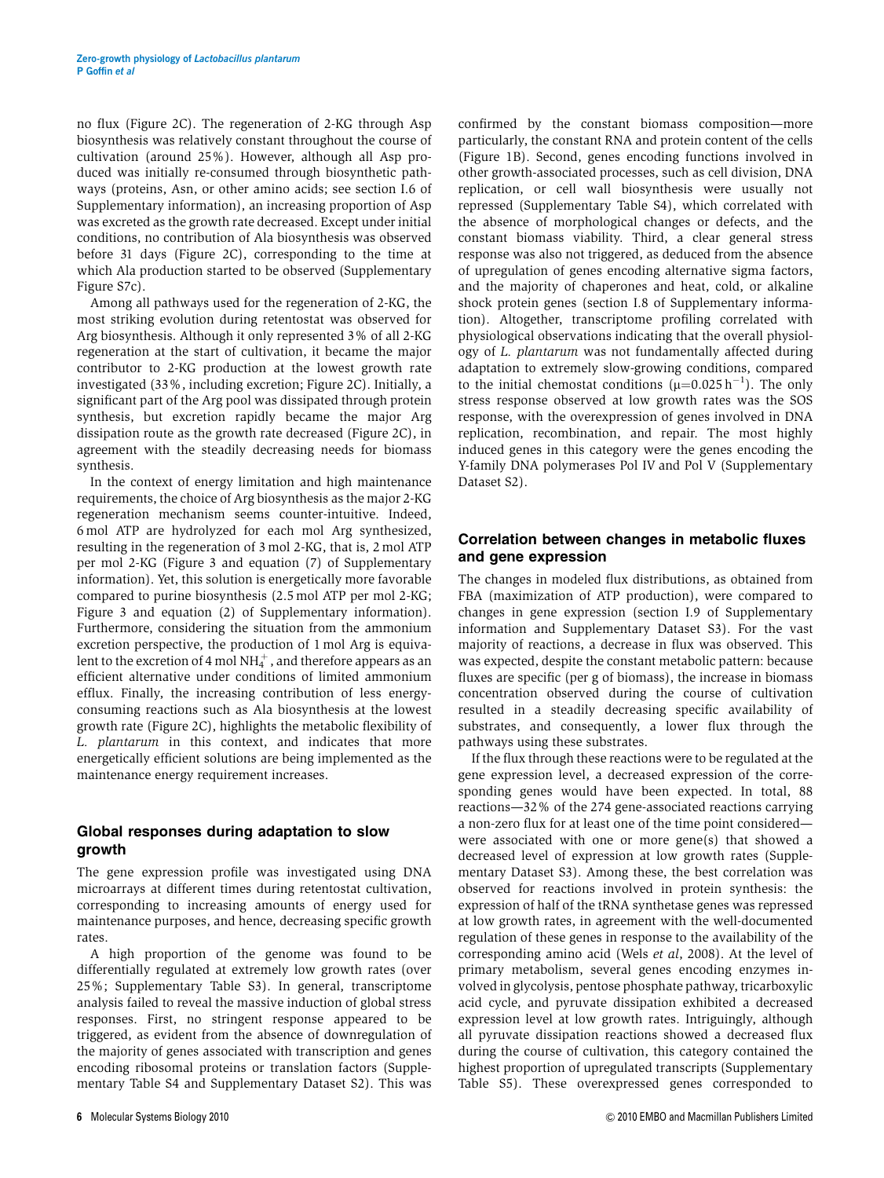no flux (Figure 2C). The regeneration of 2-KG through Asp biosynthesis was relatively constant throughout the course of cultivation (around 25%). However, although all Asp produced was initially re-consumed through biosynthetic pathways (proteins, Asn, or other amino acids; see section I.6 of Supplementary information), an increasing proportion of Asp was excreted as the growth rate decreased. Except under initial conditions, no contribution of Ala biosynthesis was observed before 31 days (Figure 2C), corresponding to the time at which Ala production started to be observed (Supplementary Figure S7c).

Among all pathways used for the regeneration of 2-KG, the most striking evolution during retentostat was observed for Arg biosynthesis. Although it only represented 3% of all 2-KG regeneration at the start of cultivation, it became the major contributor to 2-KG production at the lowest growth rate investigated (33%, including excretion; Figure 2C). Initially, a significant part of the Arg pool was dissipated through protein synthesis, but excretion rapidly became the major Arg dissipation route as the growth rate decreased (Figure 2C), in agreement with the steadily decreasing needs for biomass synthesis.

In the context of energy limitation and high maintenance requirements, the choice of Arg biosynthesis as the major 2-KG regeneration mechanism seems counter-intuitive. Indeed, 6 mol ATP are hydrolyzed for each mol Arg synthesized, resulting in the regeneration of 3 mol 2-KG, that is, 2 mol ATP per mol 2-KG (Figure 3 and equation (7) of Supplementary information). Yet, this solution is energetically more favorable compared to purine biosynthesis (2.5 mol ATP per mol 2-KG; Figure 3 and equation (2) of Supplementary information). Furthermore, considering the situation from the ammonium excretion perspective, the production of 1 mol Arg is equivalent to the excretion of 4 mol $NH_4^+$, and therefore appears as an efficient alternative under conditions of limited ammonium efflux. Finally, the increasing contribution of less energy-consuming reactions such as Ala biosynthesis at the lowest growth rate (Figure 2C), highlights the metabolic flexibility of *L. plantarum* in this context, and indicates that more energetically efficient solutions are being implemented as the maintenance energy requirement increases.

## Global responses during adaptation to slow growth

The gene expression profile was investigated using DNA microarrays at different times during retentostat cultivation, corresponding to increasing amounts of energy used for maintenance purposes, and hence, decreasing specific growth rates.

A high proportion of the genome was found to be differentially regulated at extremely low growth rates (over 25%; Supplementary Table S3). In general, transcriptome analysis failed to reveal the massive induction of global stress responses. First, no stringent response appeared to be triggered, as evident from the absence of downregulation of the majority of genes associated with transcription and genes encoding ribosomal proteins or translation factors (Supplementary Table S4 and Supplementary Dataset S2). This was confirmed by the constant biomass composition—more particularly, the constant RNA and protein content of the cells (Figure 1B). Second, genes encoding functions involved in other growth-associated processes, such as cell division, DNA replication, or cell wall biosynthesis were usually not repressed (Supplementary Table S4), which correlated with the absence of morphological changes or defects, and the constant biomass viability. Third, a clear general stress response was also not triggered, as deduced from the absence of upregulation of genes encoding alternative sigma factors, and the majority of chaperones and heat, cold, or alkaline shock protein genes (section I.8 of Supplementary information). Altogether, transcriptome profiling correlated with physiological observations indicating that the overall physiology of *L. plantarum* was not fundamentally affected during adaptation to extremely slow-growing conditions, compared to the initial chemostat conditions ($\mu$=0.025 $h^{-1}$). The only stress response observed at low growth rates was the SOS response, with the overexpression of genes involved in DNA replication, recombination, and repair. The most highly induced genes in this category were the genes encoding the Y-family DNA polymerases Pol IV and Pol V (Supplementary Dataset S2).

## Correlation between changes in metabolic fluxes and gene expression

The changes in modeled flux distributions, as obtained from FBA (maximization of ATP production), were compared to changes in gene expression (section I.9 of Supplementary information and Supplementary Dataset S3). For the vast majority of reactions, a decrease in flux was observed. This was expected, despite the constant metabolic pattern: because fluxes are specific (per g of biomass), the increase in biomass concentration observed during the course of cultivation resulted in a steadily decreasing specific availability of substrates, and consequently, a lower flux through the pathways using these substrates.

If the flux through these reactions were to be regulated at the gene expression level, a decreased expression of the corresponding genes would have been expected. In total, 88 reactions—32% of the 274 gene-associated reactions carrying a non-zero flux for at least one of the time point considered—were associated with one or more gene(s) that showed a decreased level of expression at low growth rates (Supplementary Dataset S3). Among these, the best correlation was observed for reactions involved in protein synthesis: the expression of half of the tRNA synthetase genes was repressed at low growth rates, in agreement with the well-documented regulation of these genes in response to the availability of the corresponding amino acid (Wels *et al*, 2008). At the level of primary metabolism, several genes encoding enzymes involved in glycolysis, pentose phosphate pathway, tricarboxylic acid cycle, and pyruvate dissipation exhibited a decreased expression level at low growth rates. Intriguingly, although all pyruvate dissipation reactions showed a decreased flux during the course of cultivation, this category contained the highest proportion of upregulated transcripts (Supplementary Table S5). These overexpressed genes corresponded to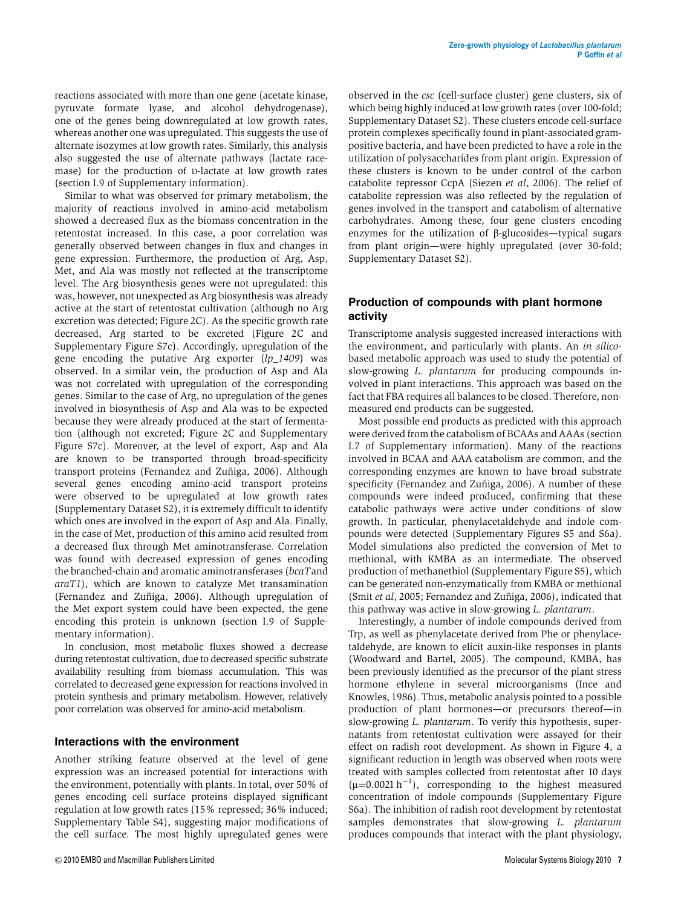reactions associated with more than one gene (acetate kinase, pyruvate formate lyase, and alcohol dehydrogenase), one of the genes being downregulated at low growth rates, whereas another one was upregulated. This suggests the use of alternate isozymes at low growth rates. Similarly, this analysis also suggested the use of alternate pathways (lactate racemase) for the production of D-lactate at low growth rates (section I.9 of Supplementary information).

Similar to what was observed for primary metabolism, the majority of reactions involved in amino-acid metabolism showed a decreased flux as the biomass concentration in the retentostat increased. In this case, a poor correlation was generally observed between changes in flux and changes in gene expression. Furthermore, the production of Arg, Asp, Met, and Ala was mostly not reflected at the transcriptome level. The Arg biosynthesis genes were not upregulated: this was, however, not unexpected as Arg biosynthesis was already active at the start of retentostat cultivation (although no Arg excretion was detected; Figure 2C). As the specific growth rate decreased, Arg started to be excreted (Figure 2C and Supplementary Figure S7c). Accordingly, upregulation of the gene encoding the putative Arg exporter (*lp_1409*) was observed. In a similar vein, the production of Asp and Ala was not correlated with upregulation of the corresponding genes. Similar to the case of Arg, no upregulation of the genes involved in biosynthesis of Asp and Ala was to be expected because they were already produced at the start of fermentation (although not excreted; Figure 2C and Supplementary Figure S7c). Moreover, at the level of export, Asp and Ala are known to be transported through broad-specificity transport proteins (Fernandez and Zuñiga, 2006). Although several genes encoding amino-acid transport proteins were observed to be upregulated at low growth rates (Supplementary Dataset S2), it is extremely difficult to identify which ones are involved in the export of Asp and Ala. Finally, in the case of Met, production of this amino acid resulted from a decreased flux through Met aminotransferase. Correlation was found with decreased expression of genes encoding the branched-chain and aromatic aminotransferases (*bcaT* and *araT1*), which are known to catalyze Met transamination (Fernandez and Zuñiga, 2006). Although upregulation of the Met export system could have been expected, the gene encoding this protein is unknown (section I.9 of Supplementary information).

In conclusion, most metabolic fluxes showed a decrease during retentostat cultivation, due to decreased specific substrate availability resulting from biomass accumulation. This was correlated to decreased gene expression for reactions involved in protein synthesis and primary metabolism. However, relatively poor correlation was observed for amino-acid metabolism.

## Interactions with the environment

Another striking feature observed at the level of gene expression was an increased potential for interactions with the environment, potentially with plants. In total, over 50% of genes encoding cell surface proteins displayed significant regulation at low growth rates (15% repressed; 36% induced; Supplementary Table S4), suggesting major modifications of the cell surface. The most highly upregulated genes were observed in the *csc* (cell-surface cluster) gene clusters, six of which being highly induced at low growth rates (over 100-fold; Supplementary Dataset S2). These clusters encode cell-surface protein complexes specifically found in plant-associated gram-positive bacteria, and have been predicted to have a role in the utilization of polysaccharides from plant origin. Expression of these clusters is known to be under control of the carbon catabolite repressor CcpA (Siezen *et al*, 2006). The relief of catabolite repression was also reflected by the regulation of genes involved in the transport and catabolism of alternative carbohydrates. Among these, four gene clusters encoding enzymes for the utilization of β-glucosides—typical sugars from plant origin—were highly upregulated (over 30-fold; Supplementary Dataset S2).

## Production of compounds with plant hormone activity

Transcriptome analysis suggested increased interactions with the environment, and particularly with plants. An *in silico*-based metabolic approach was used to study the potential of slow-growing *L. plantarum* for producing compounds involved in plant interactions. This approach was based on the fact that FBA requires all balances to be closed. Therefore, non-measured end products can be suggested.

Most possible end products as predicted with this approach were derived from the catabolism of BCAAs and AAAs (section I.7 of Supplementary information). Many of the reactions involved in BCAA and AAA catabolism are common, and the corresponding enzymes are known to have broad substrate specificity (Fernandez and Zuñiga, 2006). A number of these compounds were indeed produced, confirming that these catabolic pathways were active under conditions of slow growth. In particular, phenylacetaldehyde and indole compounds were detected (Supplementary Figures S5 and S6a). Model simulations also predicted the conversion of Met to methional, with KMBA as an intermediate. The observed production of methanethiol (Supplementary Figure S5), which can be generated non-enzymatically from KMBA or methional (Smit *et al*, 2005; Fernandez and Zuñiga, 2006), indicated that this pathway was active in slow-growing *L. plantarum*.

Interestingly, a number of indole compounds derived from Trp, as well as phenylacetate derived from Phe or phenylacetaldehyde, are known to elicit auxin-like responses in plants (Woodward and Bartel, 2005). The compound, KMBA, has been previously identified as the precursor of the plant stress hormone ethylene in several microorganisms (Ince and Knowles, 1986). Thus, metabolic analysis pointed to a possible production of plant hormones—or precursors thereof—in slow-growing *L. plantarum*. To verify this hypothesis, supernatants from retentostat cultivation were assayed for their effect on radish root development. As shown in Figure 4, a significant reduction in length was observed when roots were treated with samples collected from retentostat after 10 days ($\mu$=0.0021 $h^{-1}$), corresponding to the highest measured concentration of indole compounds (Supplementary Figure S6a). The inhibition of radish root development by retentostat samples demonstrates that slow-growing *L. plantarum* produces compounds that interact with the plant physiology,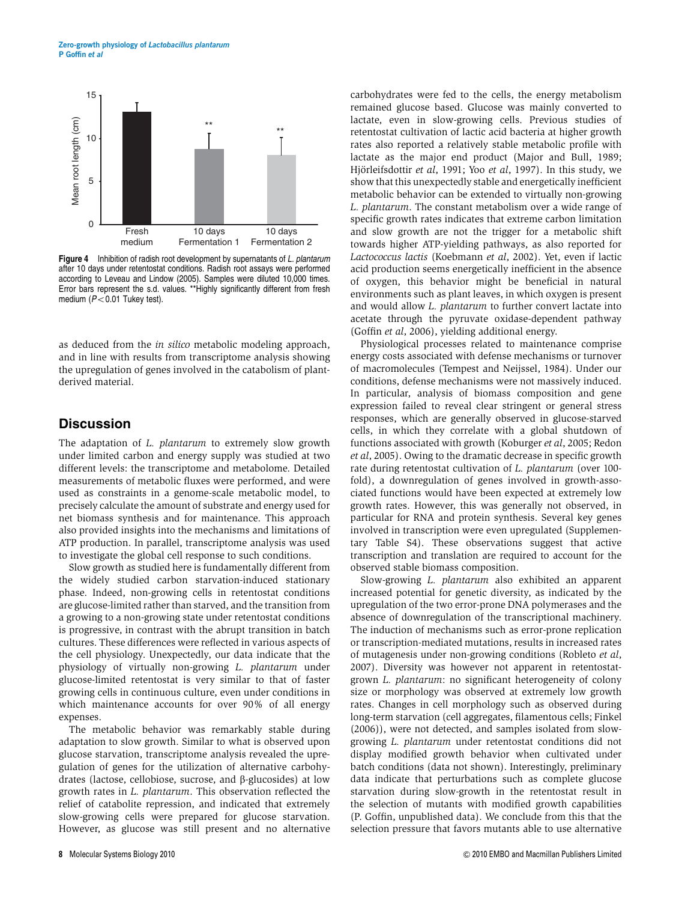15
10
5
0
Mean root length (cm)
Fresh medium
10 days Fermentation 1
10 days Fermentation 2
**
**

**Figure 4** Inhibition of radish root development by supernatants of *L. plantarum* after 10 days under retentostat conditions. Radish root assays were performed according to Leveau and Lindow (2005). Samples were diluted 10,000 times. Error bars represent the s.d. values. **Highly significantly different from fresh medium ($P<0.01$ Tukey test).

as deduced from the *in silico* metabolic modeling approach, and in line with results from transcriptome analysis showing the upregulation of genes involved in the catabolism of plant-derived material.

## Discussion

The adaptation of *L. plantarum* to extremely slow growth under limited carbon and energy supply was studied at two different levels: the transcriptome and metabolome. Detailed measurements of metabolic fluxes were performed, and were used as constraints in a genome-scale metabolic model, to precisely calculate the amount of substrate and energy used for net biomass synthesis and for maintenance. This approach also provided insights into the mechanisms and limitations of ATP production. In parallel, transcriptome analysis was used to investigate the global cell response to such conditions.

Slow growth as studied here is fundamentally different from the widely studied carbon starvation-induced stationary phase. Indeed, non-growing cells in retentostat conditions are glucose-limited rather than starved, and the transition from a growing to a non-growing state under retentostat conditions is progressive, in contrast with the abrupt transition in batch cultures. These differences were reflected in various aspects of the cell physiology. Unexpectedly, our data indicate that the physiology of virtually non-growing *L. plantarum* under glucose-limited retentostat is very similar to that of faster growing cells in continuous culture, even under conditions in which maintenance accounts for over 90% of all energy expenses.

The metabolic behavior was remarkably stable during adaptation to slow growth. Similar to what is observed upon glucose starvation, transcriptome analysis revealed the upregulation of genes for the utilization of alternative carbohydrates (lactose, cellobiose, sucrose, and β-glucosides) at low growth rates in *L. plantarum*. This observation reflected the relief of catabolite repression, and indicated that extremely slow-growing cells were prepared for glucose starvation. However, as glucose was still present and no alternative carbohydrates were fed to the cells, the energy metabolism remained glucose based. Glucose was mainly converted to lactate, even in slow-growing cells. Previous studies of retentostat cultivation of lactic acid bacteria at higher growth rates also reported a relatively stable metabolic profile with lactate as the major end product (Major and Bull, 1989; Hjörleifsdottir *et al*, 1991; Yoo *et al*, 1997). In this study, we show that this unexpectedly stable and energetically inefficient metabolic behavior can be extended to virtually non-growing *L. plantarum*. The constant metabolism over a wide range of specific growth rates indicates that extreme carbon limitation and slow growth are not the trigger for a metabolic shift towards higher ATP-yielding pathways, as also reported for *Lactococcus lactis* (Koebmann *et al*, 2002). Yet, even if lactic acid production seems energetically inefficient in the absence of oxygen, this behavior might be beneficial in natural environments such as plant leaves, in which oxygen is present and would allow *L. plantarum* to further convert lactate into acetate through the pyruvate oxidase-dependent pathway (Goffin *et al*, 2006), yielding additional energy.

Physiological processes related to maintenance comprise energy costs associated with defense mechanisms or turnover of macromolecules (Tempest and Neijssel, 1984). Under our conditions, defense mechanisms were not massively induced. In particular, analysis of biomass composition and gene expression failed to reveal clear stringent or general stress responses, which are generally observed in glucose-starved cells, in which they correlate with a global shutdown of functions associated with growth (Koburger *et al*, 2005; Redon *et al*, 2005). Owing to the dramatic decrease in specific growth rate during retentostat cultivation of *L. plantarum* (over 100-fold), a downregulation of genes involved in growth-associated functions would have been expected at extremely low growth rates. However, this was generally not observed, in particular for RNA and protein synthesis. Several key genes involved in transcription were even upregulated (Supplementary Table S4). These observations suggest that active transcription and translation are required to account for the observed stable biomass composition.

Slow-growing *L. plantarum* also exhibited an apparent increased potential for genetic diversity, as indicated by the upregulation of the two error-prone DNA polymerases and the absence of downregulation of the transcriptional machinery. The induction of mechanisms such as error-prone replication or transcription-mediated mutations, results in increased rates of mutagenesis under non-growing conditions (Robleto *et al*, 2007). Diversity was however not apparent in retentostat-grown *L. plantarum*: no significant heterogeneity of colony size or morphology was observed at extremely low growth rates. Changes in cell morphology such as observed during long-term starvation (cell aggregates, filamentous cells; Finkel (2006)), were not detected, and samples isolated from slow-growing *L. plantarum* under retentostat conditions did not display modified growth behavior when cultivated under batch conditions (data not shown). Interestingly, preliminary data indicate that perturbations such as complete glucose starvation during slow-growth in the retentostat result in the selection of mutants with modified growth capabilities (P. Goffin, unpublished data). We conclude from this that the selection pressure that favors mutants able to use alternative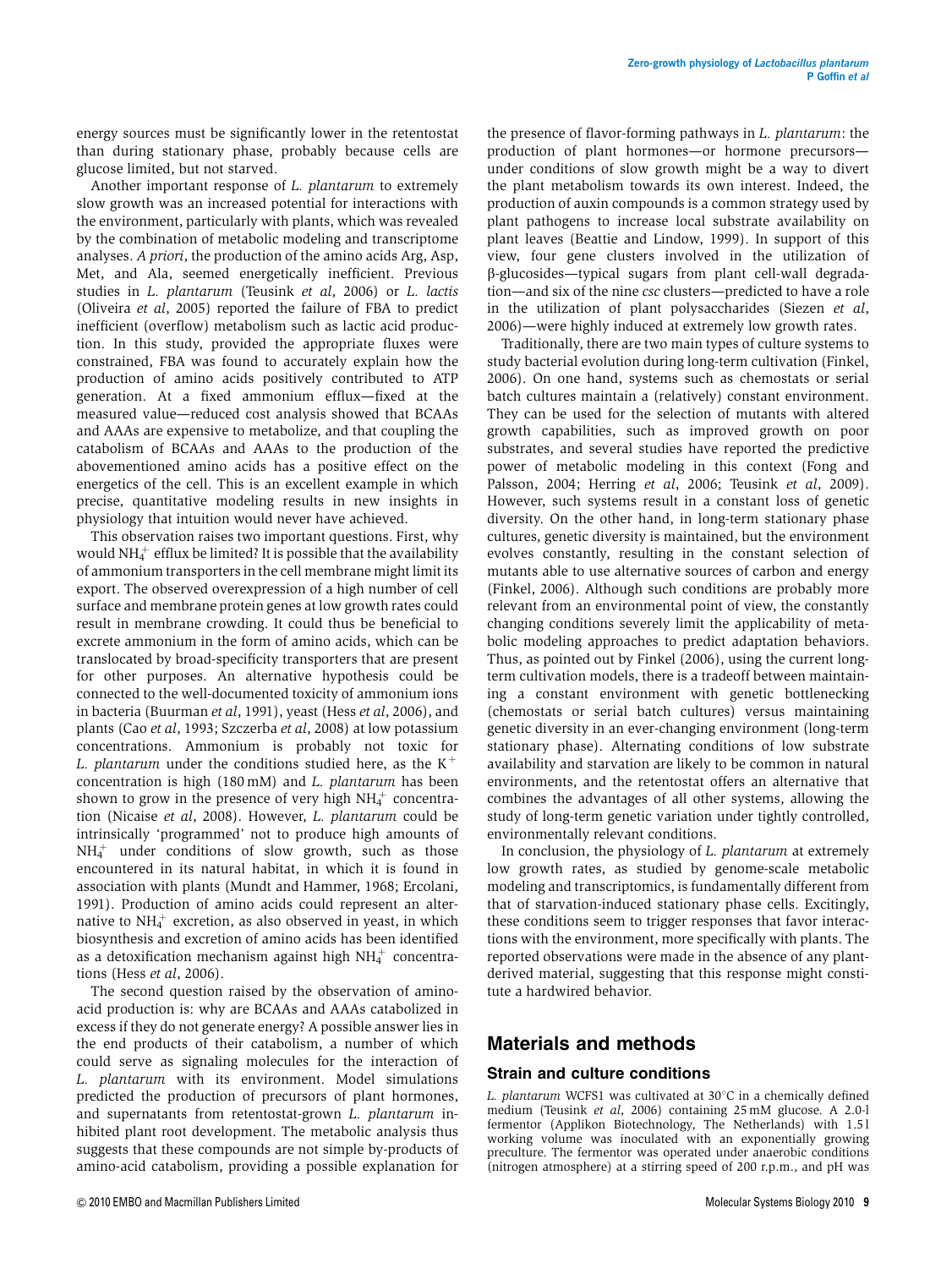energy sources must be significantly lower in the retentostat than during stationary phase, probably because cells are glucose limited, but not starved.

Another important response of *L. plantarum* to extremely slow growth was an increased potential for interactions with the environment, particularly with plants, which was revealed by the combination of metabolic modeling and transcriptome analyses. *A priori*, the production of the amino acids Arg, Asp, Met, and Ala, seemed energetically inefficient. Previous studies in *L. plantarum* (Teusink *et al*, 2006) or *L. lactis* (Oliveira *et al*, 2005) reported the failure of FBA to predict inefficient (overflow) metabolism such as lactic acid production. In this study, provided the appropriate fluxes were constrained, FBA was found to accurately explain how the production of amino acids positively contributed to ATP generation. At a fixed ammonium efflux—fixed at the measured value—reduced cost analysis showed that BCAAs and AAAs are expensive to metabolize, and that coupling the catabolism of BCAAs and AAAs to the production of the abovementioned amino acids has a positive effect on the energetics of the cell. This is an excellent example in which precise, quantitative modeling results in new insights in physiology that intuition would never have achieved.

This observation raises two important questions. First, why would $NH_4^+$ efflux be limited? It is possible that the availability of ammonium transporters in the cell membrane might limit its export. The observed overexpression of a high number of cell surface and membrane protein genes at low growth rates could result in membrane crowding. It could thus be beneficial to excrete ammonium in the form of amino acids, which can be translocated by broad-specificity transporters that are present for other purposes. An alternative hypothesis could be connected to the well-documented toxicity of ammonium ions in bacteria (Buurman *et al*, 1991), yeast (Hess *et al*, 2006), and plants (Cao *et al*, 1993; Szczerba *et al*, 2008) at low potassium concentrations. Ammonium is probably not toxic for *L. plantarum* under the conditions studied here, as the $K^+$ concentration is high (180 mM) and *L. plantarum* has been shown to grow in the presence of very high $NH_4^+$ concentration (Nicaise *et al*, 2008). However, *L. plantarum* could be intrinsically 'programmed' not to produce high amounts of $NH_4^+$ under conditions of slow growth, such as those encountered in its natural habitat, in which it is found in association with plants (Mundt and Hammer, 1968; Ercolani, 1991). Production of amino acids could represent an alternative to $NH_4^+$ excretion, as also observed in yeast, in which biosynthesis and excretion of amino acids has been identified as a detoxification mechanism against high $NH_4^+$ concentrations (Hess *et al*, 2006).

The second question raised by the observation of amino-acid production is: why are BCAAs and AAAs catabolized in excess if they do not generate energy? A possible answer lies in the end products of their catabolism, a number of which could serve as signaling molecules for the interaction of *L. plantarum* with its environment. Model simulations predicted the production of precursors of plant hormones, and supernatants from retentostat-grown *L. plantarum* inhibited plant root development. The metabolic analysis thus suggests that these compounds are not simple by-products of amino-acid catabolism, providing a possible explanation for the presence of flavor-forming pathways in *L. plantarum*: the production of plant hormones—or hormone precursors—under conditions of slow growth might be a way to divert the plant metabolism towards its own interest. Indeed, the production of auxin compounds is a common strategy used by plant pathogens to increase local substrate availability on plant leaves (Beattie and Lindow, 1999). In support of this view, four gene clusters involved in the utilization of β-glucosides—typical sugars from plant cell-wall degradation—and six of the nine *csc* clusters—predicted to have a role in the utilization of plant polysaccharides (Siezen *et al*, 2006)—were highly induced at extremely low growth rates.

Traditionally, there are two main types of culture systems to study bacterial evolution during long-term cultivation (Finkel, 2006). On one hand, systems such as chemostats or serial batch cultures maintain a (relatively) constant environment. They can be used for the selection of mutants with altered growth capabilities, such as improved growth on poor substrates, and several studies have reported the predictive power of metabolic modeling in this context (Fong and Palsson, 2004; Herring *et al*, 2006; Teusink *et al*, 2009). However, such systems result in a constant loss of genetic diversity. On the other hand, in long-term stationary phase cultures, genetic diversity is maintained, but the environment evolves constantly, resulting in the constant selection of mutants able to use alternative sources of carbon and energy (Finkel, 2006). Although such conditions are probably more relevant from an environmental point of view, the constantly changing conditions severely limit the applicability of metabolic modeling approaches to predict adaptation behaviors. Thus, as pointed out by Finkel (2006), using the current long-term cultivation models, there is a tradeoff between maintaining a constant environment with genetic bottlenecking (chemostats or serial batch cultures) versus maintaining genetic diversity in an ever-changing environment (long-term stationary phase). Alternating conditions of low substrate availability and starvation are likely to be common in natural environments, and the retentostat offers an alternative that combines the advantages of all other systems, allowing the study of long-term genetic variation under tightly controlled, environmentally relevant conditions.

In conclusion, the physiology of *L. plantarum* at extremely low growth rates, as studied by genome-scale metabolic modeling and transcriptomics, is fundamentally different from that of starvation-induced stationary phase cells. Excitingly, these conditions seem to trigger responses that favor interactions with the environment, more specifically with plants. The reported observations were made in the absence of any plant-derived material, suggesting that this response might constitute a hardwired behavior.

## Materials and methods

### Strain and culture conditions

*L. plantarum* WCFS1 was cultivated at 30°C in a chemically defined medium (Teusink *et al*, 2006) containing 25 mM glucose. A 2.0-l fermentor (Applikon Biotechnology, The Netherlands) with 1.5 l working volume was inoculated with an exponentially growing preculture. The fermentor was operated under anaerobic conditions (nitrogen atmosphere) at a stirring speed of 200 r.p.m., and pH was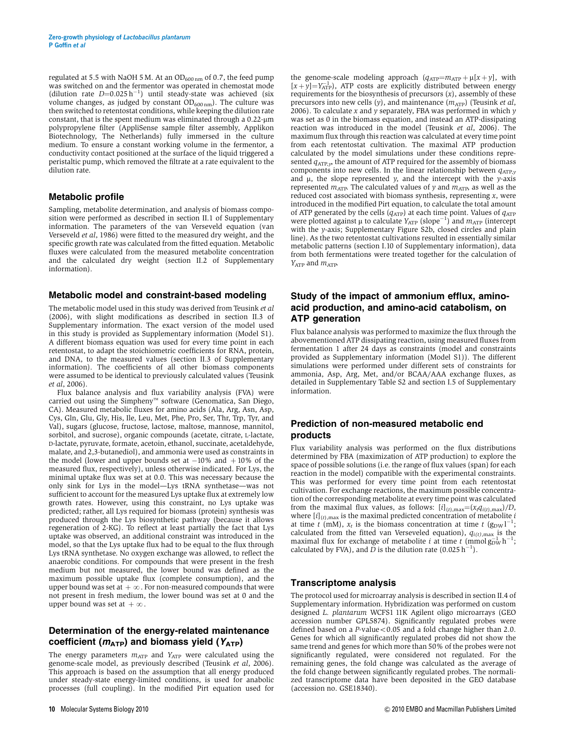regulated at 5.5 with NaOH 5 M. At an $OD_{600\,nm}$ of 0.7, the feed pump was switched on and the fermentor was operated in chemostat mode (dilution rate $D$=0.025 $h^{-1}$) until steady-state was achieved (six volume changes, as judged by constant $OD_{600\,nm}$). The culture was then switched to retentostat conditions, while keeping the dilution rate constant, that is the spent medium was eliminated through a 0.22-μm polypropylene filter (AppliSense sample filter assembly, Applikon Biotechnology, The Netherlands) fully immersed in the culture medium. To ensure a constant working volume in the fermentor, a conductivity contact positioned at the surface of the liquid triggered a peristaltic pump, which removed the filtrate at a rate equivalent to the dilution rate.

## Metabolic profile

Sampling, metabolite determination, and analysis of biomass composition were performed as described in section II.1 of Supplementary information. The parameters of the van Verseveld equation (van Verseveld *et al*, 1986) were fitted to the measured dry weight, and the specific growth rate was calculated from the fitted equation. Metabolic fluxes were calculated from the measured metabolite concentration and the calculated dry weight (section II.2 of Supplementary information).

## Metabolic model and constraint-based modeling

The metabolic model used in this study was derived from Teusink *et al* (2006), with slight modifications as described in section II.3 of Supplementary information. The exact version of the model used in this study is provided as Supplementary information (Model S1). A different biomass equation was used for every time point in each retentostat, to adapt the stoichiometric coefficients for RNA, protein, and DNA, to the measured values (section II.3 of Supplementary information). The coefficients of all other biomass components were assumed to be identical to previously calculated values (Teusink *et al*, 2006).

Flux balance analysis and flux variability analysis (FVA) were carried out using the Simpheny™ software (Genomatica, San Diego, CA). Measured metabolic fluxes for amino acids (Ala, Arg, Asn, Asp, Cys, Gln, Glu, Gly, His, Ile, Leu, Met, Phe, Pro, Ser, Thr, Trp, Tyr, and Val), sugars (glucose, fructose, lactose, maltose, mannose, mannitol, sorbitol, and sucrose), organic compounds (acetate, citrate, L-lactate, D-lactate, pyruvate, formate, acetoin, ethanol, succinate, acetaldehyde, malate, and 2,3-butanediol), and ammonia were used as constraints in the model (lower and upper bounds set at −10% and +10% of the measured flux, respectively), unless otherwise indicated. For Lys, the minimal uptake flux was set at 0.0. This was necessary because the only sink for Lys in the model—Lys tRNA synthetase—was not sufficient to account for the measured Lys uptake flux at extremely low growth rates. However, using this constraint, no Lys uptake was predicted; rather, all Lys required for biomass (protein) synthesis was produced through the Lys biosynthetic pathway (because it allows regeneration of 2-KG). To reflect at least partially the fact that Lys uptake was observed, an additional constraint was introduced in the model, so that the Lys uptake flux had to be equal to the flux through Lys tRNA synthetase. No oxygen exchange was allowed, to reflect the anaerobic conditions. For compounds that were present in the fresh medium but not measured, the lower bound was defined as the maximum possible uptake flux (complete consumption), and the upper bound was set at $+\infty$. For non-measured compounds that were not present in fresh medium, the lower bound was set at 0 and the upper bound was set at $+\infty$.

## Determination of the energy-related maintenance coefficient ($m_{ATP}$) and biomass yield ($Y_{ATP}$)

The energy parameters $m_{ATP}$ and $Y_{ATP}$ were calculated using the genome-scale model, as previously described (Teusink *et al*, 2006). This approach is based on the assumption that all energy produced under steady-state energy-limited conditions, is used for anabolic processes (full coupling). In the modified Pirt equation used for the genome-scale modeling approach ($q_{ATP}=m_{ATP}+\mu[x+y]$, with $[x+y]=Y_{ATP}^{-1}$), ATP costs are explicitly distributed between energy requirements for the biosynthesis of precursors ($x$), assembly of these precursors into new cells ($y$), and maintenance ($m_{ATP}$) (Teusink *et al*, 2006). To calculate $x$ and $y$ separately, FBA was performed in which $y$ was set as 0 in the biomass equation, and instead an ATP-dissipating reaction was introduced in the model (Teusink *et al*, 2006). The maximum flux through this reaction was calculated at every time point from each retentostat cultivation. The maximal ATP production calculated by the model simulations under these conditions represented $q_{ATP,y}$, the amount of ATP required for the assembly of biomass components into new cells. In the linear relationship between $q_{ATP,y}$ and μ, the slope represented $y$, and the intercept with the $y$-axis represented $m_{ATP}$. The calculated values of $y$ and $m_{ATP}$, as well as the reduced cost associated with biomass synthesis, representing $x$, were introduced in the modified Pirt equation, to calculate the total amount of ATP generated by the cells ($q_{ATP}$) at each time point. Values of $q_{ATP}$ were plotted against μ to calculate $Y_{ATP}$ (slope$^{-1}$) and $m_{ATP}$ (intercept with the $y$-axis; Supplementary Figure S2b, closed circles and plain line). As the two retentostat cultivations resulted in essentially similar metabolic patterns (section I.10 of Supplementary information), data from both fermentations were treated together for the calculation of $Y_{ATP}$ and $m_{ATP}$.

## Study of the impact of ammonium efflux, amino-acid production, and amino-acid catabolism, on ATP generation

Flux balance analysis was performed to maximize the flux through the abovementioned ATP dissipating reaction, using measured fluxes from fermentation 1 after 24 days as constraints (model and constraints provided as Supplementary information (Model S1)). The different simulations were performed under different sets of constraints for ammonia, Asp, Arg, Met, and/or BCAA/AAA exchange fluxes, as detailed in Supplementary Table S2 and section I.5 of Supplementary information.

## Prediction of non-measured metabolic end products

Flux variability analysis was performed on the flux distributions determined by FBA (maximization of ATP production) to explore the space of possible solutions (i.e. the range of flux values (span) for each reaction in the model) compatible with the experimental constraints. This was performed for every time point from each retentostat cultivation. For exchange reactions, the maximum possible concentration of the corresponding metabolite at every time point was calculated from the maximal flux values, as follows: $[i]_{(t),\max}=(x_t q_{i(t),\max})/D$, where $[i]_{(t),\max}$ is the maximal predicted concentration of metabolite $i$ at time $t$ (mM), $x_t$ is the biomass concentration at time $t$ ($g_{DW}\,l^{-1}$; calculated from the fitted van Verseveld equation), $q_{i(t),\max}$ is the maximal flux for exchange of metabolite $i$ at time $t$ (mmol $g_{DW}^{-1}\,h^{-1}$; calculated by FVA), and $D$ is the dilution rate (0.025 $h^{-1}$).

## Transcriptome analysis

The protocol used for microarray analysis is described in section II.4 of Supplementary information. Hybridization was performed on custom designed *L. plantarum* WCFS1 11K Agilent oligo microarrays (GEO accession number GPL5874). Significantly regulated probes were defined based on a $P$-value < 0.05 and a fold change higher than 2.0. Genes for which all significantly regulated probes did not show the same trend and genes for which more than 50% of the probes were not significantly regulated, were considered not regulated. For the remaining genes, the fold change was calculated as the average of the fold change between significantly regulated probes. The normalized transcriptome data have been deposited in the GEO database (accession no. GSE18340).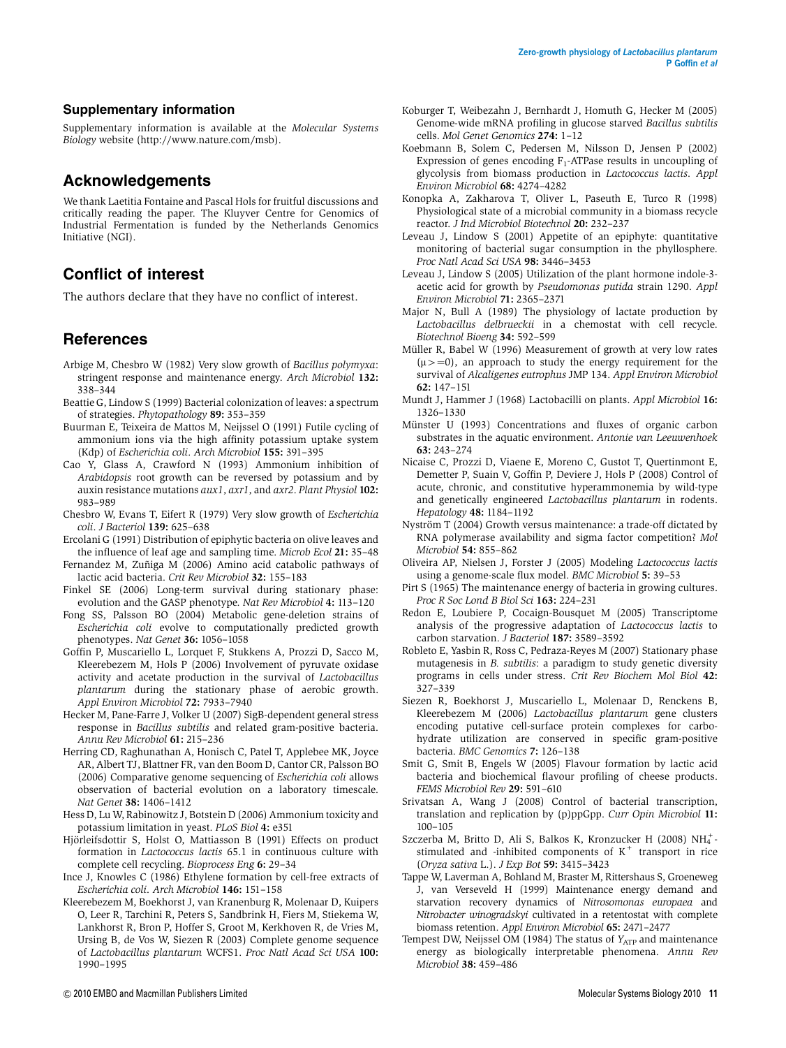## Supplementary information

Supplementary information is available at the *Molecular Systems Biology* website (http://www.nature.com/msb).

## Acknowledgements

We thank Laetitia Fontaine and Pascal Hols for fruitful discussions and critically reading the paper. The Kluyver Centre for Genomics of Industrial Fermentation is funded by the Netherlands Genomics Initiative (NGI).

## Conflict of interest

The authors declare that they have no conflict of interest.

## References

Arbige M, Chesbro W (1982) Very slow growth of *Bacillus polymyxa*: stringent response and maintenance energy. *Arch Microbiol* **132:** 338–344

Beattie G, Lindow S (1999) Bacterial colonization of leaves: a spectrum of strategies. *Phytopathology* **89:** 353–359

Buurman E, Teixeira de Mattos M, Neijssel O (1991) Futile cycling of ammonium ions via the high affinity potassium uptake system (Kdp) of *Escherichia coli*. *Arch Microbiol* **155:** 391–395

Cao Y, Glass A, Crawford N (1993) Ammonium inhibition of *Arabidopsis* root growth can be reversed by potassium and by auxin resistance mutations *aux1*, *axr1*, and *axr2*. *Plant Physiol* **102:** 983–989

Chesbro W, Evans T, Eifert R (1979) Very slow growth of *Escherichia coli*. *J Bacteriol* **139:** 625–638

Ercolani G (1991) Distribution of epiphytic bacteria on olive leaves and the influence of leaf age and sampling time. *Microb Ecol* **21:** 35–48

Fernandez M, Zuñiga M (2006) Amino acid catabolic pathways of lactic acid bacteria. *Crit Rev Microbiol* **32:** 155–183

Finkel SE (2006) Long-term survival during stationary phase: evolution and the GASP phenotype. *Nat Rev Microbiol* **4:** 113–120

Fong SS, Palsson BO (2004) Metabolic gene-deletion strains of *Escherichia coli* evolve to computationally predicted growth phenotypes. *Nat Genet* **36:** 1056–1058

Goffin P, Muscariello L, Lorquet F, Stukkens A, Prozzi D, Sacco M, Kleerebezem M, Hols P (2006) Involvement of pyruvate oxidase activity and acetate production in the survival of *Lactobacillus plantarum* during the stationary phase of aerobic growth. *Appl Environ Microbiol* **72:** 7933–7940

Hecker M, Pane-Farre J, Volker U (2007) SigB-dependent general stress response in *Bacillus subtilis* and related gram-positive bacteria. *Annu Rev Microbiol* **61:** 215–236

Herring CD, Raghunathan A, Honisch C, Patel T, Applebee MK, Joyce AR, Albert TJ, Blattner FR, van den Boom D, Cantor CR, Palsson BO (2006) Comparative genome sequencing of *Escherichia coli* allows observation of bacterial evolution on a laboratory timescale. *Nat Genet* **38:** 1406–1412

Hess D, Lu W, Rabinowitz J, Botstein D (2006) Ammonium toxicity and potassium limitation in yeast. *PLoS Biol* **4:** e351

Hjörleifsdottir S, Holst O, Mattiasson B (1991) Effects on product formation in *Lactococcus lactis* 65.1 in continuous culture with complete cell recycling. *Bioprocess Eng* **6:** 29–34

Ince J, Knowles C (1986) Ethylene formation by cell-free extracts of *Escherichia coli*. *Arch Microbiol* **146:** 151–158

Kleerebezem M, Boekhorst J, van Kranenburg R, Molenaar D, Kuipers O, Leer R, Tarchini R, Peters S, Sandbrink H, Fiers M, Stiekema W, Lankhorst R, Bron P, Hoffer S, Groot M, Kerkhoven R, de Vries M, Ursing B, de Vos W, Siezen R (2003) Complete genome sequence of *Lactobacillus plantarum* WCFS1. *Proc Natl Acad Sci USA* **100:** 1990–1995

Koburger T, Weibezahn J, Bernhardt J, Homuth G, Hecker M (2005) Genome-wide mRNA profiling in glucose starved *Bacillus subtilis* cells. *Mol Genet Genomics* **274:** 1–12

Koebmann B, Solem C, Pedersen M, Nilsson D, Jensen P (2002) Expression of genes encoding $F_1$-ATPase results in uncoupling of glycolysis from biomass production in *Lactococcus lactis*. *Appl Environ Microbiol* **68:** 4274–4282

Konopka A, Zakharova T, Oliver L, Paseuth E, Turco R (1998) Physiological state of a microbial community in a biomass recycle reactor. *J Ind Microbiol Biotechnol* **20:** 232–237

Leveau J, Lindow S (2001) Appetite of an epiphyte: quantitative monitoring of bacterial sugar consumption in the phyllosphere. *Proc Natl Acad Sci USA* **98:** 3446–3453

Leveau J, Lindow S (2005) Utilization of the plant hormone indole-3-acetic acid for growth by *Pseudomonas putida* strain 1290. *Appl Environ Microbiol* **71:** 2365–2371

Major N, Bull A (1989) The physiology of lactate production by *Lactobacillus delbrueckii* in a chemostat with cell recycle. *Biotechnol Bioeng* **34:** 592–599

Müller R, Babel W (1996) Measurement of growth at very low rates ($\mu>=0$), an approach to study the energy requirement for the survival of *Alcaligenes eutrophus* JMP 134. *Appl Environ Microbiol* **62:** 147–151

Mundt J, Hammer J (1968) Lactobacilli on plants. *Appl Microbiol* **16:** 1326–1330

Münster U (1993) Concentrations and fluxes of organic carbon substrates in the aquatic environment. *Antonie van Leeuwenhoek* **63:** 243–274

Nicaise C, Prozzi D, Viaene E, Moreno C, Gustot T, Quertinmont E, Demetter P, Suain V, Goffin P, Deviere J, Hols P (2008) Control of acute, chronic, and constitutive hyperammonemia by wild-type and genetically engineered *Lactobacillus plantarum* in rodents. *Hepatology* **48:** 1184–1192

Nyström T (2004) Growth versus maintenance: a trade-off dictated by RNA polymerase availability and sigma factor competition? *Mol Microbiol* **54:** 855–862

Oliveira AP, Nielsen J, Forster J (2005) Modeling *Lactococcus lactis* using a genome-scale flux model. *BMC Microbiol* **5:** 39–53

Pirt S (1965) The maintenance energy of bacteria in growing cultures. *Proc R Soc Lond B Biol Sci* **163:** 224–231

Redon E, Loubiere P, Cocaign-Bousquet M (2005) Transcriptome analysis of the progressive adaptation of *Lactococcus lactis* to carbon starvation. *J Bacteriol* **187:** 3589–3592

Robleto E, Yasbin R, Ross C, Pedraza-Reyes M (2007) Stationary phase mutagenesis in *B. subtilis*: a paradigm to study genetic diversity programs in cells under stress. *Crit Rev Biochem Mol Biol* **42:** 327–339

Siezen R, Boekhorst J, Muscariello L, Molenaar D, Renckens B, Kleerebezem M (2006) *Lactobacillus plantarum* gene clusters encoding putative cell-surface protein complexes for carbohydrate utilization are conserved in specific gram-positive bacteria. *BMC Genomics* **7:** 126–138

Smit G, Smit B, Engels W (2005) Flavour formation by lactic acid bacteria and biochemical flavour profiling of cheese products. *FEMS Microbiol Rev* **29:** 591–610

Srivatsan A, Wang J (2008) Control of bacterial transcription, translation and replication by (p)ppGpp. *Curr Opin Microbiol* **11:** 100–105

Szczerba M, Britto D, Ali S, Balkos K, Kronzucker H (2008) $NH_4^+$-stimulated and -inhibited components of $K^+$ transport in rice (*Oryza sativa* L.). *J Exp Bot* **59:** 3415–3423

Tappe W, Laverman A, Bohland M, Braster M, Rittershaus S, Groeneweg J, van Verseveld H (1999) Maintenance energy demand and starvation recovery dynamics of *Nitrosomonas europaea* and *Nitrobacter winogradskyi* cultivated in a retentostat with complete biomass retention. *Appl Environ Microbiol* **65:** 2471–2477

Tempest DW, Neijssel OM (1984) The status of $Y_{ATP}$ and maintenance energy as biologically interpretable phenomena. *Annu Rev Microbiol* **38:** 459–486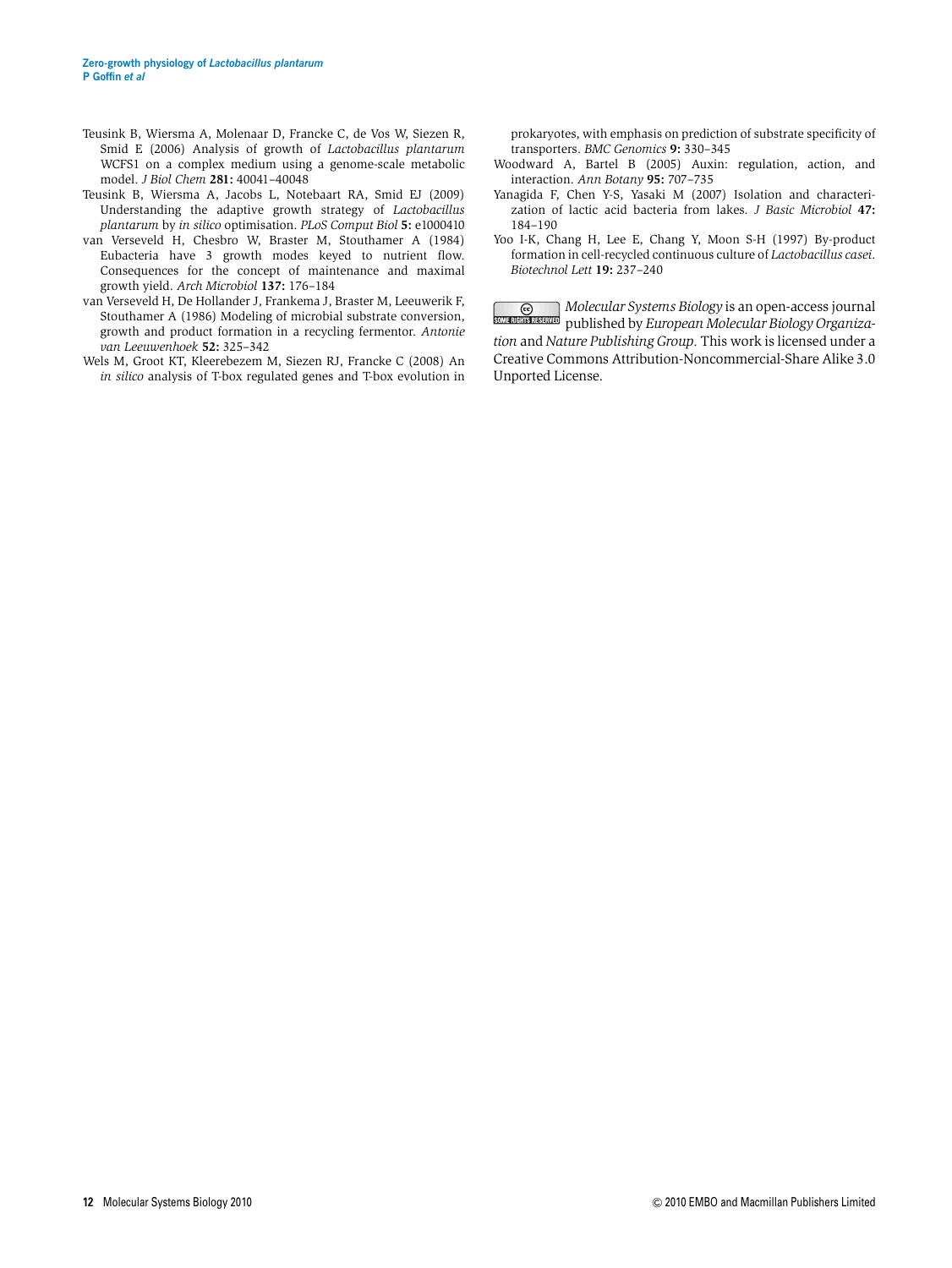Teusink B, Wiersma A, Molenaar D, Francke C, de Vos W, Siezen R, Smid E (2006) Analysis of growth of *Lactobacillus plantarum* WCFS1 on a complex medium using a genome-scale metabolic model. *J Biol Chem* **281:** 40041–40048

Teusink B, Wiersma A, Jacobs L, Notebaart RA, Smid EJ (2009) Understanding the adaptive growth strategy of *Lactobacillus plantarum* by *in silico* optimisation. *PLoS Comput Biol* **5:** e1000410

van Verseveld H, Chesbro W, Braster M, Stouthamer A (1984) Eubacteria have 3 growth modes keyed to nutrient flow. Consequences for the concept of maintenance and maximal growth yield. *Arch Microbiol* **137:** 176–184

van Verseveld H, De Hollander J, Frankema J, Braster M, Leeuwerik F, Stouthamer A (1986) Modeling of microbial substrate conversion, growth and product formation in a recycling fermentor. *Antonie van Leeuwenhoek* **52:** 325–342

Wels M, Groot KT, Kleerebezem M, Siezen RJ, Francke C (2008) An *in silico* analysis of T-box regulated genes and T-box evolution in prokaryotes, with emphasis on prediction of substrate specificity of transporters. *BMC Genomics* **9:** 330–345

Woodward A, Bartel B (2005) Auxin: regulation, action, and interaction. *Ann Botany* **95:** 707–735

Yanagida F, Chen Y-S, Yasaki M (2007) Isolation and characterization of lactic acid bacteria from lakes. *J Basic Microbiol* **47:** 184–190

Yoo I-K, Chang H, Lee E, Chang Y, Moon S-H (1997) By-product formation in cell-recycled continuous culture of *Lactobacillus casei*. *Biotechnol Lett* **19:** 237–240

*Molecular Systems Biology* is an open-access journal published by *European Molecular Biology Organization* and *Nature Publishing Group*. This work is licensed under a Creative Commons Attribution-Noncommercial-Share Alike 3.0 Unported License.